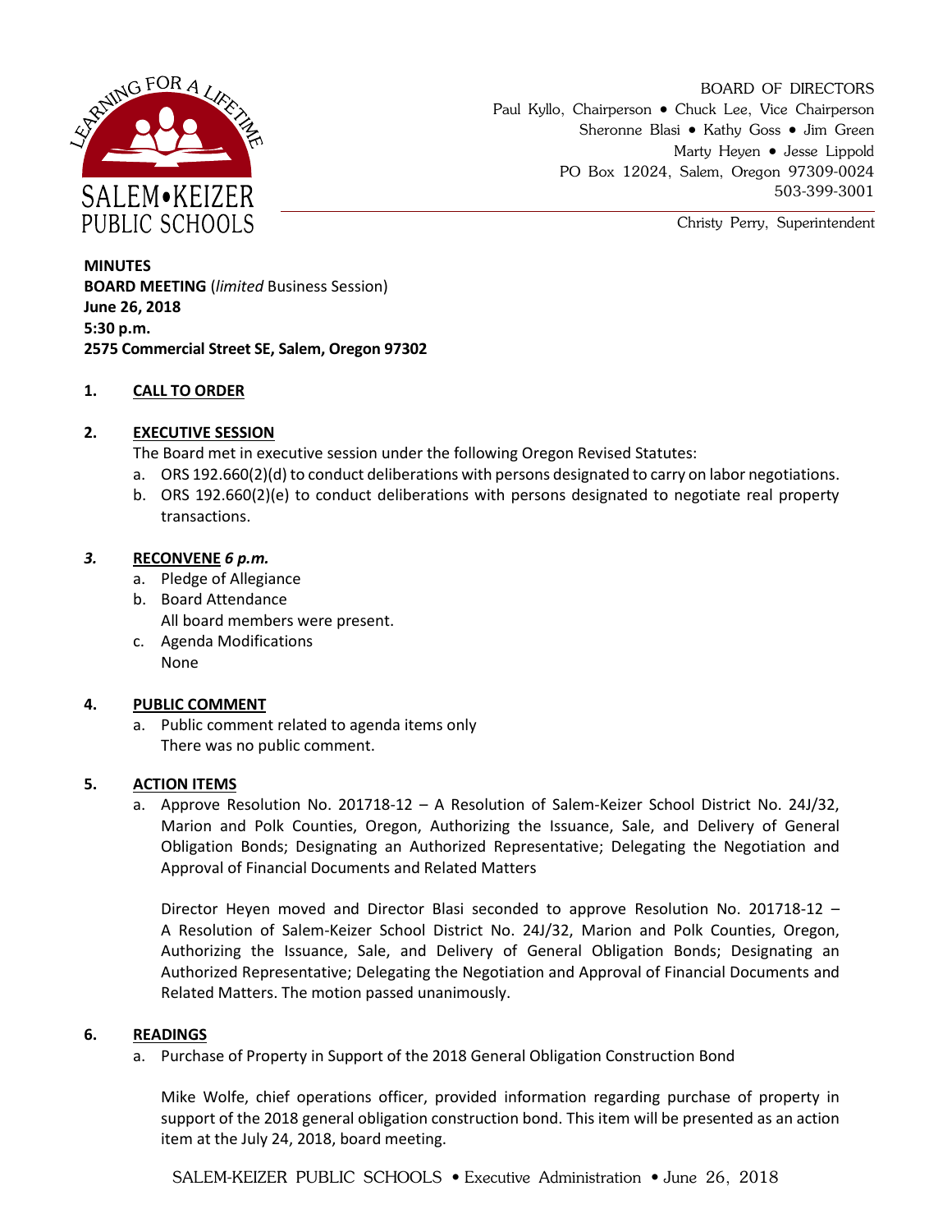SALEM•KEIZER PUBLIC SCHOOLS

LEARNING FOR A LIFETIME

BOARD OF DIRECTORS
Paul Kyllo, Chairperson • Chuck Lee, Vice Chairperson
Sheronne Blasi • Kathy Goss • Jim Green
Marty Heyen • Jesse Lippold
PO Box 12024, Salem, Oregon 97309-0024
503-399-3001

Christy Perry, Superintendent

**MINUTES**
**BOARD MEETING** (*limited* Business Session)
**June 26, 2018**
**5:30 p.m.**
**2575 Commercial Street SE, Salem, Oregon 97302**

## 1. CALL TO ORDER

## 2. EXECUTIVE SESSION

The Board met in executive session under the following Oregon Revised Statutes:

a. ORS 192.660(2)(d) to conduct deliberations with persons designated to carry on labor negotiations.
b. ORS 192.660(2)(e) to conduct deliberations with persons designated to negotiate real property transactions.

## *3.* RECONVENE *6 p.m.*

a. Pledge of Allegiance
b. Board Attendance
   All board members were present.
c. Agenda Modifications
   None

## 4. PUBLIC COMMENT

a. Public comment related to agenda items only
   There was no public comment.

## 5. ACTION ITEMS

a. Approve Resolution No. 201718-12 – A Resolution of Salem-Keizer School District No. 24J/32, Marion and Polk Counties, Oregon, Authorizing the Issuance, Sale, and Delivery of General Obligation Bonds; Designating an Authorized Representative; Delegating the Negotiation and Approval of Financial Documents and Related Matters

   Director Heyen moved and Director Blasi seconded to approve Resolution No. 201718-12 – A Resolution of Salem-Keizer School District No. 24J/32, Marion and Polk Counties, Oregon, Authorizing the Issuance, Sale, and Delivery of General Obligation Bonds; Designating an Authorized Representative; Delegating the Negotiation and Approval of Financial Documents and Related Matters. The motion passed unanimously.

## 6. READINGS

a. Purchase of Property in Support of the 2018 General Obligation Construction Bond

   Mike Wolfe, chief operations officer, provided information regarding purchase of property in support of the 2018 general obligation construction bond. This item will be presented as an action item at the July 24, 2018, board meeting.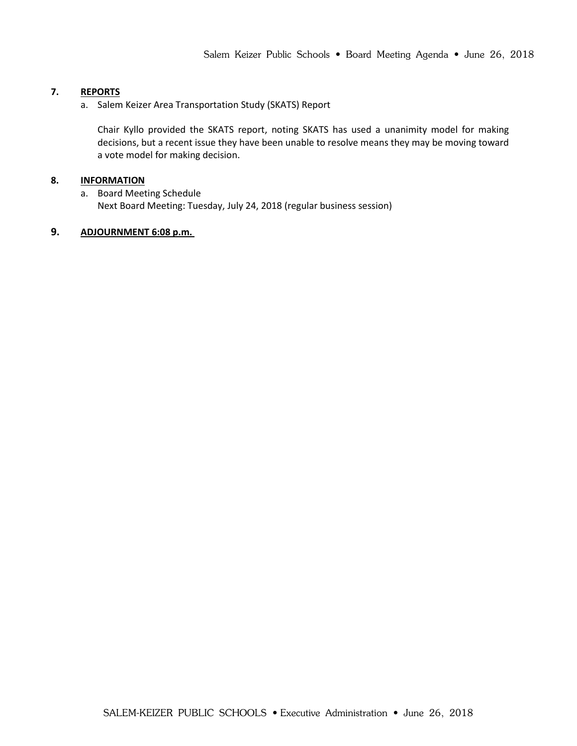**7. <u>REPORTS</u>**

a. Salem Keizer Area Transportation Study (SKATS) Report

Chair Kyllo provided the SKATS report, noting SKATS has used a unanimity model for making decisions, but a recent issue they have been unable to resolve means they may be moving toward a vote model for making decision.

**8. <u>INFORMATION</u>**

a. Board Meeting Schedule
Next Board Meeting: Tuesday, July 24, 2018 (regular business session)

**9. <u>ADJOURNMENT 6:08 p.m.</u>**